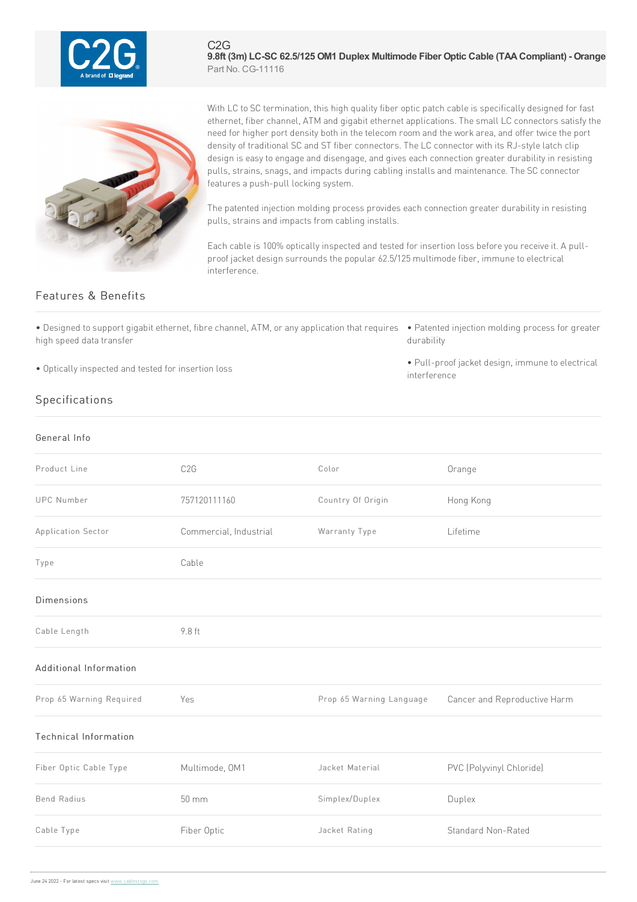C2G

# 9.8ft (3m) LC-SC 62.5/125 OM1 Duplex Multimode Fiber Optic Cable (TAA Compliant) - Orange

Part No. CG-11116

With LC to SC termination, this high quality fiber optic patch cable is specifically designed for fast ethernet, fiber channel, ATM and gigabit ethernet applications. The small LC connectors satisfy the need for higher port density both in the telecom room and the work area, and offer twice the port density of traditional SC and ST fiber connectors. The LC connector with its RJ-style latch clip design is easy to engage and disengage, and gives each connection greater durability in resisting pulls, strains, snags, and impacts during cabling installs and maintenance. The SC connector features a push-pull locking system.

The patented injection molding process provides each connection greater durability in resisting pulls, strains and impacts from cabling installs.

Each cable is 100% optically inspected and tested for insertion loss before you receive it. A pull-proof jacket design surrounds the popular 62.5/125 multimode fiber, immune to electrical interference.

## Features & Benefits

- Designed to support gigabit ethernet, fibre channel, ATM, or any application that requires high speed data transfer
- Optically inspected and tested for insertion loss
- Patented injection molding process for greater durability
- Pull-proof jacket design, immune to electrical interference

## Specifications

### General Info

| | | | |
|---|---|---|---|
| Product Line | C2G | Color | Orange |
| UPC Number | 757120111160 | Country Of Origin | Hong Kong |
| Application Sector | Commercial, Industrial | Warranty Type | Lifetime |
| Type | Cable | | |

### Dimensions

| | |
|---|---|
| Cable Length | 9.8 ft |

### Additional Information

| | | | |
|---|---|---|---|
| Prop 65 Warning Required | Yes | Prop 65 Warning Language | Cancer and Reproductive Harm |

### Technical Information

| | | | |
|---|---|---|---|
| Fiber Optic Cable Type | Multimode, OM1 | Jacket Material | PVC (Polyvinyl Chloride) |
| Bend Radius | 50 mm | Simplex/Duplex | Duplex |
| Cable Type | Fiber Optic | Jacket Rating | Standard Non-Rated |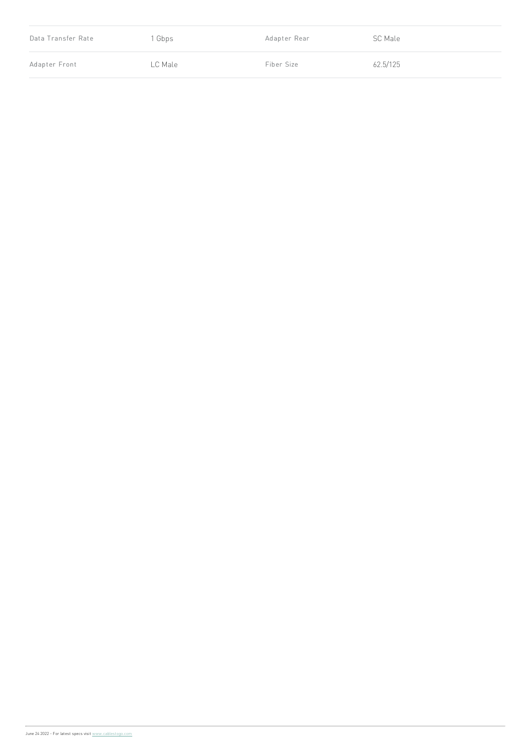| | | | |
|---|---|---|---|
| Data Transfer Rate | 1 Gbps | Adapter Rear | SC Male |
| Adapter Front | LC Male | Fiber Size | 62.5/125 |

June 24 2022 - For latest specs visit www.cablestogo.com